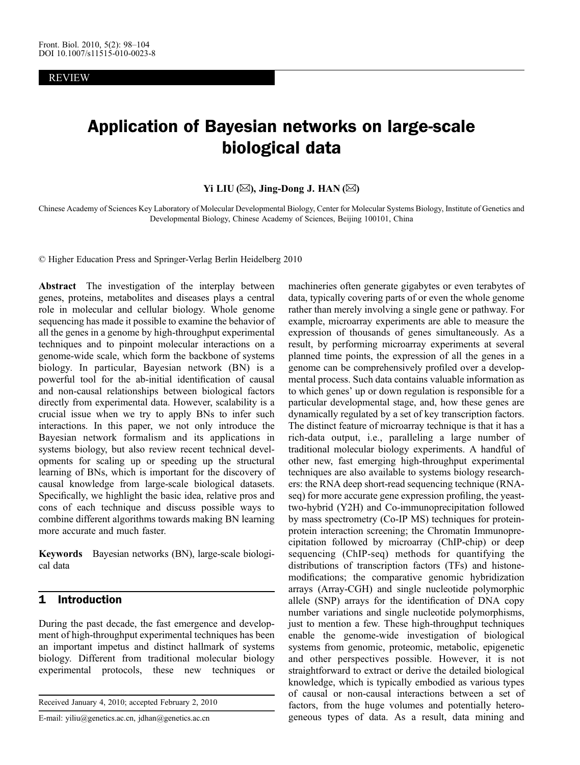REVIEW

# Application of Bayesian networks on large-scale biological data

**Yi LIU (✉), Jing-Dong J. HAN (✉)**

Chinese Academy of Sciences Key Laboratory of Molecular Developmental Biology, Center for Molecular Systems Biology, Institute of Genetics and Developmental Biology, Chinese Academy of Sciences, Beijing 100101, China

© Higher Education Press and Springer-Verlag Berlin Heidelberg 2010

**Abstract** The investigation of the interplay between genes, proteins, metabolites and diseases plays a central role in molecular and cellular biology. Whole genome sequencing has made it possible to examine the behavior of all the genes in a genome by high-throughput experimental techniques and to pinpoint molecular interactions on a genome-wide scale, which form the backbone of systems biology. In particular, Bayesian network (BN) is a powerful tool for the ab-initial identification of causal and non-causal relationships between biological factors directly from experimental data. However, scalability is a crucial issue when we try to apply BNs to infer such interactions. In this paper, we not only introduce the Bayesian network formalism and its applications in systems biology, but also review recent technical developments for scaling up or speeding up the structural learning of BNs, which is important for the discovery of causal knowledge from large-scale biological datasets. Specifically, we highlight the basic idea, relative pros and cons of each technique and discuss possible ways to combine different algorithms towards making BN learning more accurate and much faster.

**Keywords** Bayesian networks (BN), large-scale biological data

## 1 Introduction

During the past decade, the fast emergence and development of high-throughput experimental techniques has been an important impetus and distinct hallmark of systems biology. Different from traditional molecular biology experimental protocols, these new techniques or machineries often generate gigabytes or even terabytes of data, typically covering parts of or even the whole genome rather than merely involving a single gene or pathway. For example, microarray experiments are able to measure the expression of thousands of genes simultaneously. As a result, by performing microarray experiments at several planned time points, the expression of all the genes in a genome can be comprehensively profiled over a developmental process. Such data contains valuable information as to which genes' up or down regulation is responsible for a particular developmental stage, and, how these genes are dynamically regulated by a set of key transcription factors. The distinct feature of microarray technique is that it has a rich-data output, i.e., paralleling a large number of traditional molecular biology experiments. A handful of other new, fast emerging high-throughput experimental techniques are also available to systems biology researchers: the RNA deep short-read sequencing technique (RNA-seq) for more accurate gene expression profiling, the yeast-two-hybrid (Y2H) and Co-immunoprecipitation followed by mass spectrometry (Co-IP MS) techniques for protein-protein interaction screening; the Chromatin Immunoprecipitation followed by microarray (ChIP-chip) or deep sequencing (ChIP-seq) methods for quantifying the distributions of transcription factors (TFs) and histone-modifications; the comparative genomic hybridization arrays (Array-CGH) and single nucleotide polymorphic allele (SNP) arrays for the identification of DNA copy number variations and single nucleotide polymorphisms, just to mention a few. These high-throughput techniques enable the genome-wide investigation of biological systems from genomic, proteomic, metabolic, epigenetic and other perspectives possible. However, it is not straightforward to extract or derive the detailed biological knowledge, which is typically embodied as various types of causal or non-causal interactions between a set of factors, from the huge volumes and potentially heterogeneous types of data. As a result, data mining and

Received January 4, 2010; accepted February 2, 2010

E-mail: yiliu@genetics.ac.cn, jdhan@genetics.ac.cn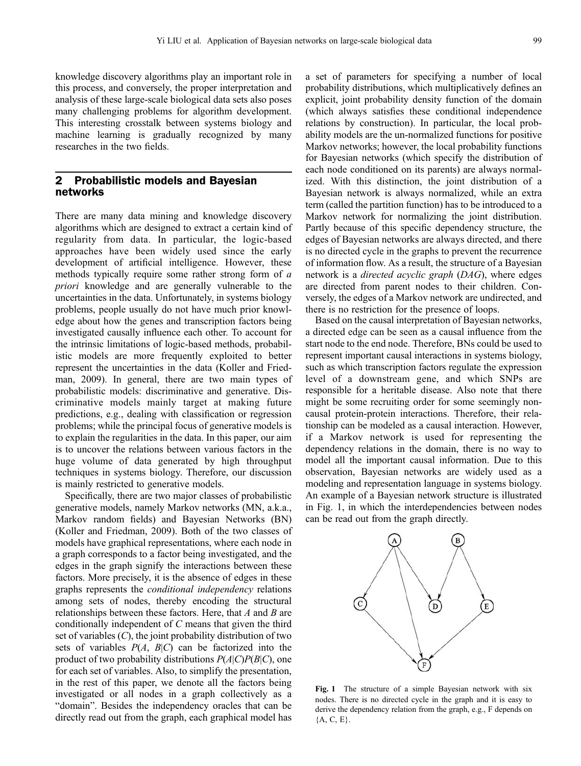knowledge discovery algorithms play an important role in this process, and conversely, the proper interpretation and analysis of these large-scale biological data sets also poses many challenging problems for algorithm development. This interesting crosstalk between systems biology and machine learning is gradually recognized by many researches in the two fields.

## 2 Probabilistic models and Bayesian networks

There are many data mining and knowledge discovery algorithms which are designed to extract a certain kind of regularity from data. In particular, the logic-based approaches have been widely used since the early development of artificial intelligence. However, these methods typically require some rather strong form of *a priori* knowledge and are generally vulnerable to the uncertainties in the data. Unfortunately, in systems biology problems, people usually do not have much prior knowledge about how the genes and transcription factors being investigated causally influence each other. To account for the intrinsic limitations of logic-based methods, probabilistic models are more frequently exploited to better represent the uncertainties in the data (Koller and Friedman, 2009). In general, there are two main types of probabilistic models: discriminative and generative. Discriminative models mainly target at making future predictions, e.g., dealing with classification or regression problems; while the principal focus of generative models is to explain the regularities in the data. In this paper, our aim is to uncover the relations between various factors in the huge volume of data generated by high throughput techniques in systems biology. Therefore, our discussion is mainly restricted to generative models.

Specifically, there are two major classes of probabilistic generative models, namely Markov networks (MN, a.k.a., Markov random fields) and Bayesian Networks (BN) (Koller and Friedman, 2009). Both of the two classes of models have graphical representations, where each node in a graph corresponds to a factor being investigated, and the edges in the graph signify the interactions between these factors. More precisely, it is the absence of edges in these graphs represents the *conditional independency* relations among sets of nodes, thereby encoding the structural relationships between these factors. Here, that $A$ and $B$ are conditionally independent of $C$ means that given the third set of variables ($C$), the joint probability distribution of two sets of variables $P(A, B|C)$ can be factorized into the product of two probability distributions $P(A|C)P(B|C)$, one for each set of variables. Also, to simplify the presentation, in the rest of this paper, we denote all the factors being investigated or all nodes in a graph collectively as a "domain". Besides the independency oracles that can be directly read out from the graph, each graphical model has a set of parameters for specifying a number of local probability distributions, which multiplicatively defines an explicit, joint probability density function of the domain (which always satisfies these conditional independence relations by construction). In particular, the local probability models are the un-normalized functions for positive Markov networks; however, the local probability functions for Bayesian networks (which specify the distribution of each node conditioned on its parents) are always normalized. With this distinction, the joint distribution of a Bayesian network is always normalized, while an extra term (called the partition function) has to be introduced to a Markov network for normalizing the joint distribution. Partly because of this specific dependency structure, the edges of Bayesian networks are always directed, and there is no directed cycle in the graphs to prevent the recurrence of information flow. As a result, the structure of a Bayesian network is a *directed acyclic graph* (*DAG*), where edges are directed from parent nodes to their children. Conversely, the edges of a Markov network are undirected, and there is no restriction for the presence of loops.

Based on the causal interpretation of Bayesian networks, a directed edge can be seen as a causal influence from the start node to the end node. Therefore, BNs could be used to represent important causal interactions in systems biology, such as which transcription factors regulate the expression level of a downstream gene, and which SNPs are responsible for a heritable disease. Also note that there might be some recruiting order for some seemingly non-causal protein-protein interactions. Therefore, their relationship can be modeled as a causal interaction. However, if a Markov network is used for representing the dependency relations in the domain, there is no way to model all the important causal information. Due to this observation, Bayesian networks are widely used as a modeling and representation language in systems biology. An example of a Bayesian network structure is illustrated in Fig. 1, in which the interdependencies between nodes can be read out from the graph directly.

**Fig. 1** The structure of a simple Bayesian network with six nodes. There is no directed cycle in the graph and it is easy to derive the dependency relation from the graph, e.g., F depends on {A, C, E}.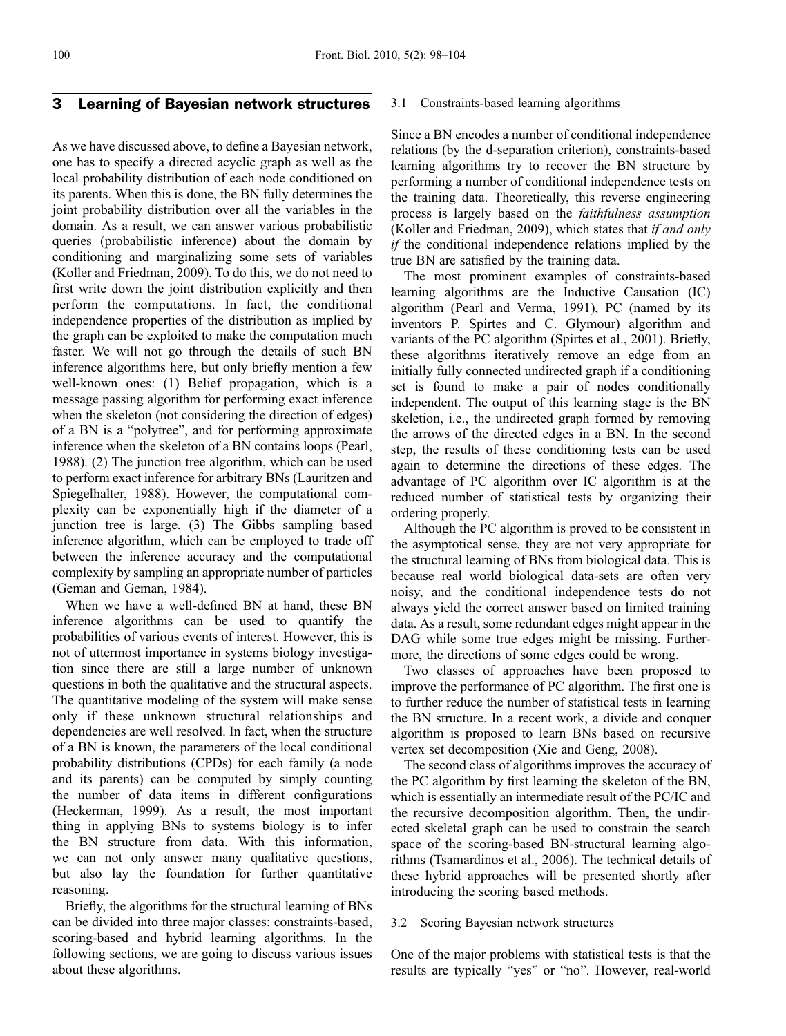## 3 Learning of Bayesian network structures

As we have discussed above, to define a Bayesian network, one has to specify a directed acyclic graph as well as the local probability distribution of each node conditioned on its parents. When this is done, the BN fully determines the joint probability distribution over all the variables in the domain. As a result, we can answer various probabilistic queries (probabilistic inference) about the domain by conditioning and marginalizing some sets of variables (Koller and Friedman, 2009). To do this, we do not need to first write down the joint distribution explicitly and then perform the computations. In fact, the conditional independence properties of the distribution as implied by the graph can be exploited to make the computation much faster. We will not go through the details of such BN inference algorithms here, but only briefly mention a few well-known ones: (1) Belief propagation, which is a message passing algorithm for performing exact inference when the skeleton (not considering the direction of edges) of a BN is a "polytree", and for performing approximate inference when the skeleton of a BN contains loops (Pearl, 1988). (2) The junction tree algorithm, which can be used to perform exact inference for arbitrary BNs (Lauritzen and Spiegelhalter, 1988). However, the computational complexity can be exponentially high if the diameter of a junction tree is large. (3) The Gibbs sampling based inference algorithm, which can be employed to trade off between the inference accuracy and the computational complexity by sampling an appropriate number of particles (Geman and Geman, 1984).

When we have a well-defined BN at hand, these BN inference algorithms can be used to quantify the probabilities of various events of interest. However, this is not of uttermost importance in systems biology investigation since there are still a large number of unknown questions in both the qualitative and the structural aspects. The quantitative modeling of the system will make sense only if these unknown structural relationships and dependencies are well resolved. In fact, when the structure of a BN is known, the parameters of the local conditional probability distributions (CPDs) for each family (a node and its parents) can be computed by simply counting the number of data items in different configurations (Heckerman, 1999). As a result, the most important thing in applying BNs to systems biology is to infer the BN structure from data. With this information, we can not only answer many qualitative questions, but also lay the foundation for further quantitative reasoning.

Briefly, the algorithms for the structural learning of BNs can be divided into three major classes: constraints-based, scoring-based and hybrid learning algorithms. In the following sections, we are going to discuss various issues about these algorithms.

### 3.1 Constraints-based learning algorithms

Since a BN encodes a number of conditional independence relations (by the d-separation criterion), constraints-based learning algorithms try to recover the BN structure by performing a number of conditional independence tests on the training data. Theoretically, this reverse engineering process is largely based on the *faithfulness assumption* (Koller and Friedman, 2009), which states that *if and only if* the conditional independence relations implied by the true BN are satisfied by the training data.

The most prominent examples of constraints-based learning algorithms are the Inductive Causation (IC) algorithm (Pearl and Verma, 1991), PC (named by its inventors P. Spirtes and C. Glymour) algorithm and variants of the PC algorithm (Spirtes et al., 2001). Briefly, these algorithms iteratively remove an edge from an initially fully connected undirected graph if a conditioning set is found to make a pair of nodes conditionally independent. The output of this learning stage is the BN skeletion, i.e., the undirected graph formed by removing the arrows of the directed edges in a BN. In the second step, the results of these conditioning tests can be used again to determine the directions of these edges. The advantage of PC algorithm over IC algorithm is at the reduced number of statistical tests by organizing their ordering properly.

Although the PC algorithm is proved to be consistent in the asymptotical sense, they are not very appropriate for the structural learning of BNs from biological data. This is because real world biological data-sets are often very noisy, and the conditional independence tests do not always yield the correct answer based on limited training data. As a result, some redundant edges might appear in the DAG while some true edges might be missing. Furthermore, the directions of some edges could be wrong.

Two classes of approaches have been proposed to improve the performance of PC algorithm. The first one is to further reduce the number of statistical tests in learning the BN structure. In a recent work, a divide and conquer algorithm is proposed to learn BNs based on recursive vertex set decomposition (Xie and Geng, 2008).

The second class of algorithms improves the accuracy of the PC algorithm by first learning the skeleton of the BN, which is essentially an intermediate result of the PC/IC and the recursive decomposition algorithm. Then, the undirected skeletal graph can be used to constrain the search space of the scoring-based BN-structural learning algorithms (Tsamardinos et al., 2006). The technical details of these hybrid approaches will be presented shortly after introducing the scoring based methods.

### 3.2 Scoring Bayesian network structures

One of the major problems with statistical tests is that the results are typically "yes" or "no". However, real-world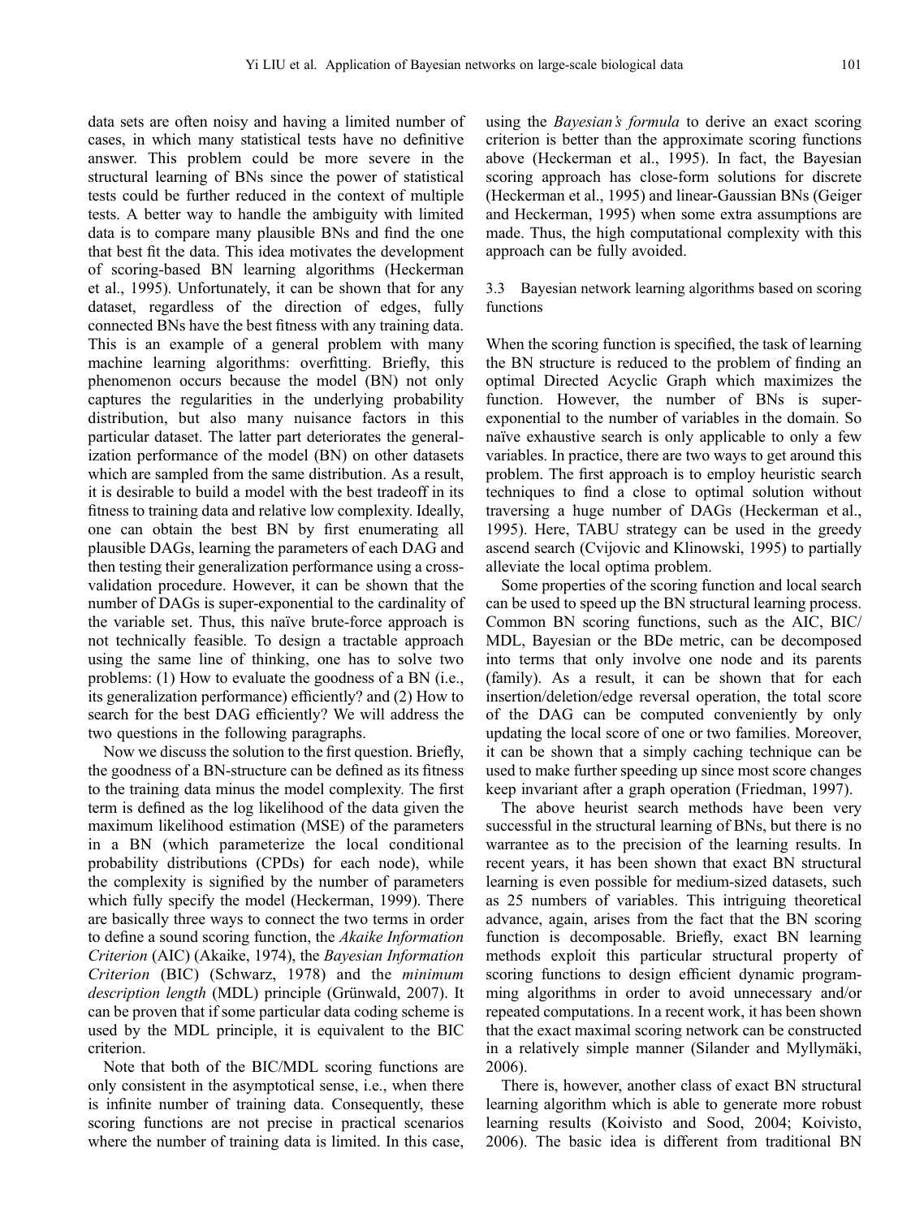data sets are often noisy and having a limited number of cases, in which many statistical tests have no definitive answer. This problem could be more severe in the structural learning of BNs since the power of statistical tests could be further reduced in the context of multiple tests. A better way to handle the ambiguity with limited data is to compare many plausible BNs and find the one that best fit the data. This idea motivates the development of scoring-based BN learning algorithms (Heckerman et al., 1995). Unfortunately, it can be shown that for any dataset, regardless of the direction of edges, fully connected BNs have the best fitness with any training data. This is an example of a general problem with many machine learning algorithms: overfitting. Briefly, this phenomenon occurs because the model (BN) not only captures the regularities in the underlying probability distribution, but also many nuisance factors in this particular dataset. The latter part deteriorates the generalization performance of the model (BN) on other datasets which are sampled from the same distribution. As a result, it is desirable to build a model with the best tradeoff in its fitness to training data and relative low complexity. Ideally, one can obtain the best BN by first enumerating all plausible DAGs, learning the parameters of each DAG and then testing their generalization performance using a cross-validation procedure. However, it can be shown that the number of DAGs is super-exponential to the cardinality of the variable set. Thus, this naïve brute-force approach is not technically feasible. To design a tractable approach using the same line of thinking, one has to solve two problems: (1) How to evaluate the goodness of a BN (i.e., its generalization performance) efficiently? and (2) How to search for the best DAG efficiently? We will address the two questions in the following paragraphs.

Now we discuss the solution to the first question. Briefly, the goodness of a BN-structure can be defined as its fitness to the training data minus the model complexity. The first term is defined as the log likelihood of the data given the maximum likelihood estimation (MSE) of the parameters in a BN (which parameterize the local conditional probability distributions (CPDs) for each node), while the complexity is signified by the number of parameters which fully specify the model (Heckerman, 1999). There are basically three ways to connect the two terms in order to define a sound scoring function, the *Akaike Information Criterion* (AIC) (Akaike, 1974), the *Bayesian Information Criterion* (BIC) (Schwarz, 1978) and the *minimum description length* (MDL) principle (Grünwald, 2007). It can be proven that if some particular data coding scheme is used by the MDL principle, it is equivalent to the BIC criterion.

Note that both of the BIC/MDL scoring functions are only consistent in the asymptotical sense, i.e., when there is infinite number of training data. Consequently, these scoring functions are not precise in practical scenarios where the number of training data is limited. In this case, using the *Bayesian's formula* to derive an exact scoring criterion is better than the approximate scoring functions above (Heckerman et al., 1995). In fact, the Bayesian scoring approach has close-form solutions for discrete (Heckerman et al., 1995) and linear-Gaussian BNs (Geiger and Heckerman, 1995) when some extra assumptions are made. Thus, the high computational complexity with this approach can be fully avoided.

### 3.3 Bayesian network learning algorithms based on scoring functions

When the scoring function is specified, the task of learning the BN structure is reduced to the problem of finding an optimal Directed Acyclic Graph which maximizes the function. However, the number of BNs is super-exponential to the number of variables in the domain. So naïve exhaustive search is only applicable to only a few variables. In practice, there are two ways to get around this problem. The first approach is to employ heuristic search techniques to find a close to optimal solution without traversing a huge number of DAGs (Heckerman et al., 1995). Here, TABU strategy can be used in the greedy ascend search (Cvijovic and Klinowski, 1995) to partially alleviate the local optima problem.

Some properties of the scoring function and local search can be used to speed up the BN structural learning process. Common BN scoring functions, such as the AIC, BIC/MDL, Bayesian or the BDe metric, can be decomposed into terms that only involve one node and its parents (family). As a result, it can be shown that for each insertion/deletion/edge reversal operation, the total score of the DAG can be computed conveniently by only updating the local score of one or two families. Moreover, it can be shown that a simply caching technique can be used to make further speeding up since most score changes keep invariant after a graph operation (Friedman, 1997).

The above heurist search methods have been very successful in the structural learning of BNs, but there is no warrantee as to the precision of the learning results. In recent years, it has been shown that exact BN structural learning is even possible for medium-sized datasets, such as 25 numbers of variables. This intriguing theoretical advance, again, arises from the fact that the BN scoring function is decomposable. Briefly, exact BN learning methods exploit this particular structural property of scoring functions to design efficient dynamic programming algorithms in order to avoid unnecessary and/or repeated computations. In a recent work, it has been shown that the exact maximal scoring network can be constructed in a relatively simple manner (Silander and Myllymäki, 2006).

There is, however, another class of exact BN structural learning algorithm which is able to generate more robust learning results (Koivisto and Sood, 2004; Koivisto, 2006). The basic idea is different from traditional BN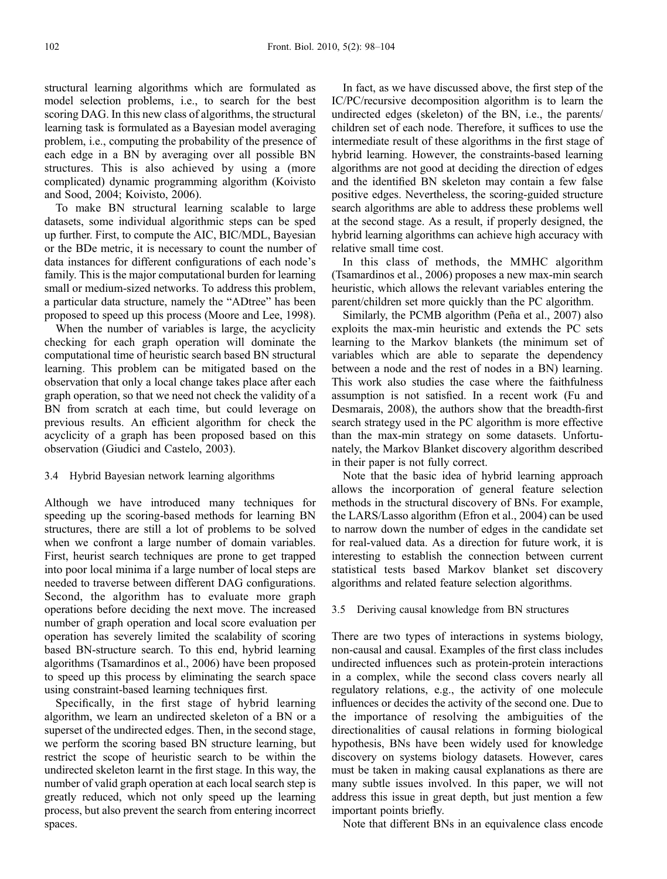structural learning algorithms which are formulated as model selection problems, i.e., to search for the best scoring DAG. In this new class of algorithms, the structural learning task is formulated as a Bayesian model averaging problem, i.e., computing the probability of the presence of each edge in a BN by averaging over all possible BN structures. This is also achieved by using a (more complicated) dynamic programming algorithm (Koivisto and Sood, 2004; Koivisto, 2006).

To make BN structural learning scalable to large datasets, some individual algorithmic steps can be sped up further. First, to compute the AIC, BIC/MDL, Bayesian or the BDe metric, it is necessary to count the number of data instances for different configurations of each node's family. This is the major computational burden for learning small or medium-sized networks. To address this problem, a particular data structure, namely the "ADtree" has been proposed to speed up this process (Moore and Lee, 1998).

When the number of variables is large, the acyclicity checking for each graph operation will dominate the computational time of heuristic search based BN structural learning. This problem can be mitigated based on the observation that only a local change takes place after each graph operation, so that we need not check the validity of a BN from scratch at each time, but could leverage on previous results. An efficient algorithm for check the acyclicity of a graph has been proposed based on this observation (Giudici and Castelo, 2003).

### 3.4 Hybrid Bayesian network learning algorithms

Although we have introduced many techniques for speeding up the scoring-based methods for learning BN structures, there are still a lot of problems to be solved when we confront a large number of domain variables. First, heurist search techniques are prone to get trapped into poor local minima if a large number of local steps are needed to traverse between different DAG configurations. Second, the algorithm has to evaluate more graph operations before deciding the next move. The increased number of graph operation and local score evaluation per operation has severely limited the scalability of scoring based BN-structure search. To this end, hybrid learning algorithms (Tsamardinos et al., 2006) have been proposed to speed up this process by eliminating the search space using constraint-based learning techniques first.

Specifically, in the first stage of hybrid learning algorithm, we learn an undirected skeleton of a BN or a superset of the undirected edges. Then, in the second stage, we perform the scoring based BN structure learning, but restrict the scope of heuristic search to be within the undirected skeleton learnt in the first stage. In this way, the number of valid graph operation at each local search step is greatly reduced, which not only speed up the learning process, but also prevent the search from entering incorrect spaces.

In fact, as we have discussed above, the first step of the IC/PC/recursive decomposition algorithm is to learn the undirected edges (skeleton) of the BN, i.e., the parents/children set of each node. Therefore, it suffices to use the intermediate result of these algorithms in the first stage of hybrid learning. However, the constraints-based learning algorithms are not good at deciding the direction of edges and the identified BN skeleton may contain a few false positive edges. Nevertheless, the scoring-guided structure search algorithms are able to address these problems well at the second stage. As a result, if properly designed, the hybrid learning algorithms can achieve high accuracy with relative small time cost.

In this class of methods, the MMHC algorithm (Tsamardinos et al., 2006) proposes a new max-min search heuristic, which allows the relevant variables entering the parent/children set more quickly than the PC algorithm.

Similarly, the PCMB algorithm (Peña et al., 2007) also exploits the max-min heuristic and extends the PC sets learning to the Markov blankets (the minimum set of variables which are able to separate the dependency between a node and the rest of nodes in a BN) learning. This work also studies the case where the faithfulness assumption is not satisfied. In a recent work (Fu and Desmarais, 2008), the authors show that the breadth-first search strategy used in the PC algorithm is more effective than the max-min strategy on some datasets. Unfortunately, the Markov Blanket discovery algorithm described in their paper is not fully correct.

Note that the basic idea of hybrid learning approach allows the incorporation of general feature selection methods in the structural discovery of BNs. For example, the LARS/Lasso algorithm (Efron et al., 2004) can be used to narrow down the number of edges in the candidate set for real-valued data. As a direction for future work, it is interesting to establish the connection between current statistical tests based Markov blanket set discovery algorithms and related feature selection algorithms.

### 3.5 Deriving causal knowledge from BN structures

There are two types of interactions in systems biology, non-causal and causal. Examples of the first class includes undirected influences such as protein-protein interactions in a complex, while the second class covers nearly all regulatory relations, e.g., the activity of one molecule influences or decides the activity of the second one. Due to the importance of resolving the ambiguities of the directionalities of causal relations in forming biological hypothesis, BNs have been widely used for knowledge discovery on systems biology datasets. However, cares must be taken in making causal explanations as there are many subtle issues involved. In this paper, we will not address this issue in great depth, but just mention a few important points briefly.

Note that different BNs in an equivalence class encode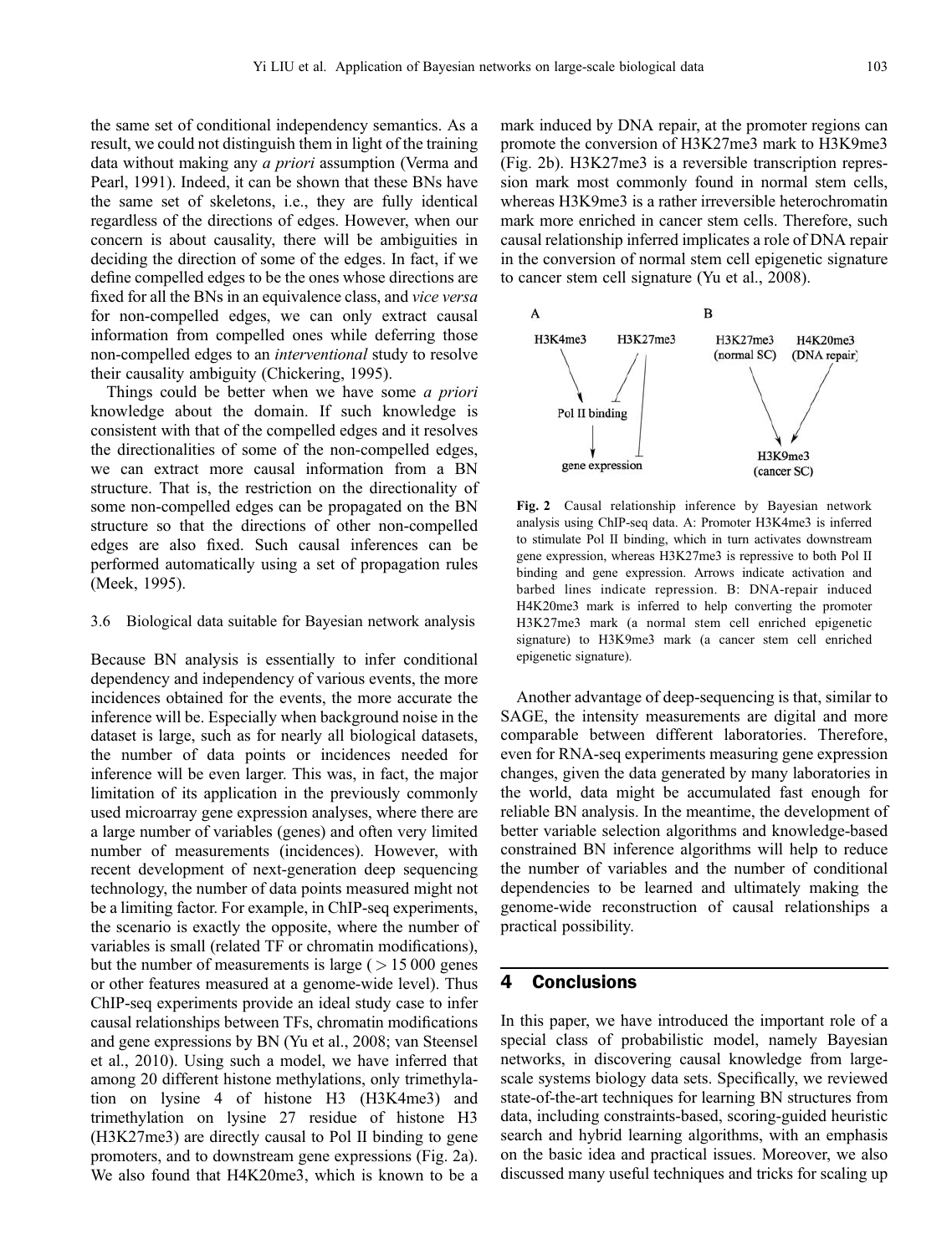the same set of conditional independency semantics. As a result, we could not distinguish them in light of the training data without making any *a priori* assumption (Verma and Pearl, 1991). Indeed, it can be shown that these BNs have the same set of skeletons, i.e., they are fully identical regardless of the directions of edges. However, when our concern is about causality, there will be ambiguities in deciding the direction of some of the edges. In fact, if we define compelled edges to be the ones whose directions are fixed for all the BNs in an equivalence class, and *vice versa* for non-compelled edges, we can only extract causal information from compelled ones while deferring those non-compelled edges to an *interventional* study to resolve their causality ambiguity (Chickering, 1995).

Things could be better when we have some *a priori* knowledge about the domain. If such knowledge is consistent with that of the compelled edges and it resolves the directionalities of some of the non-compelled edges, we can extract more causal information from a BN structure. That is, the restriction on the directionality of some non-compelled edges can be propagated on the BN structure so that the directions of other non-compelled edges are also fixed. Such causal inferences can be performed automatically using a set of propagation rules (Meek, 1995).

### 3.6 Biological data suitable for Bayesian network analysis

Because BN analysis is essentially to infer conditional dependency and independency of various events, the more incidences obtained for the events, the more accurate the inference will be. Especially when background noise in the dataset is large, such as for nearly all biological datasets, the number of data points or incidences needed for inference will be even larger. This was, in fact, the major limitation of its application in the previously commonly used microarray gene expression analyses, where there are a large number of variables (genes) and often very limited number of measurements (incidences). However, with recent development of next-generation deep sequencing technology, the number of data points measured might not be a limiting factor. For example, in ChIP-seq experiments, the scenario is exactly the opposite, where the number of variables is small (related TF or chromatin modifications), but the number of measurements is large ( $>15\,000$ genes or other features measured at a genome-wide level). Thus ChIP-seq experiments provide an ideal study case to infer causal relationships between TFs, chromatin modifications and gene expressions by BN (Yu et al., 2008; van Steensel et al., 2010). Using such a model, we have inferred that among 20 different histone methylations, only trimethylation on lysine 4 of histone H3 (H3K4me3) and trimethylation on lysine 27 residue of histone H3 (H3K27me3) are directly causal to Pol II binding to gene promoters, and to downstream gene expressions (Fig. 2a). We also found that H4K20me3, which is known to be a mark induced by DNA repair, at the promoter regions can promote the conversion of H3K27me3 mark to H3K9me3 (Fig. 2b). H3K27me3 is a reversible transcription repression mark most commonly found in normal stem cells, whereas H3K9me3 is a rather irreversible heterochromatin mark more enriched in cancer stem cells. Therefore, such causal relationship inferred implicates a role of DNA repair in the conversion of normal stem cell epigenetic signature to cancer stem cell signature (Yu et al., 2008).

**Fig. 2** Causal relationship inference by Bayesian network analysis using ChIP-seq data. A: Promoter H3K4me3 is inferred to stimulate Pol II binding, which in turn activates downstream gene expression, whereas H3K27me3 is repressive to both Pol II binding and gene expression. Arrows indicate activation and barbed lines indicate repression. B: DNA-repair induced H4K20me3 mark is inferred to help converting the promoter H3K27me3 mark (a normal stem cell enriched epigenetic signature) to H3K9me3 mark (a cancer stem cell enriched epigenetic signature).

Another advantage of deep-sequencing is that, similar to SAGE, the intensity measurements are digital and more comparable between different laboratories. Therefore, even for RNA-seq experiments measuring gene expression changes, given the data generated by many laboratories in the world, data might be accumulated fast enough for reliable BN analysis. In the meantime, the development of better variable selection algorithms and knowledge-based constrained BN inference algorithms will help to reduce the number of variables and the number of conditional dependencies to be learned and ultimately making the genome-wide reconstruction of causal relationships a practical possibility.

## 4 Conclusions

In this paper, we have introduced the important role of a special class of probabilistic model, namely Bayesian networks, in discovering causal knowledge from large-scale systems biology data sets. Specifically, we reviewed state-of-the-art techniques for learning BN structures from data, including constraints-based, scoring-guided heuristic search and hybrid learning algorithms, with an emphasis on the basic idea and practical issues. Moreover, we also discussed many useful techniques and tricks for scaling up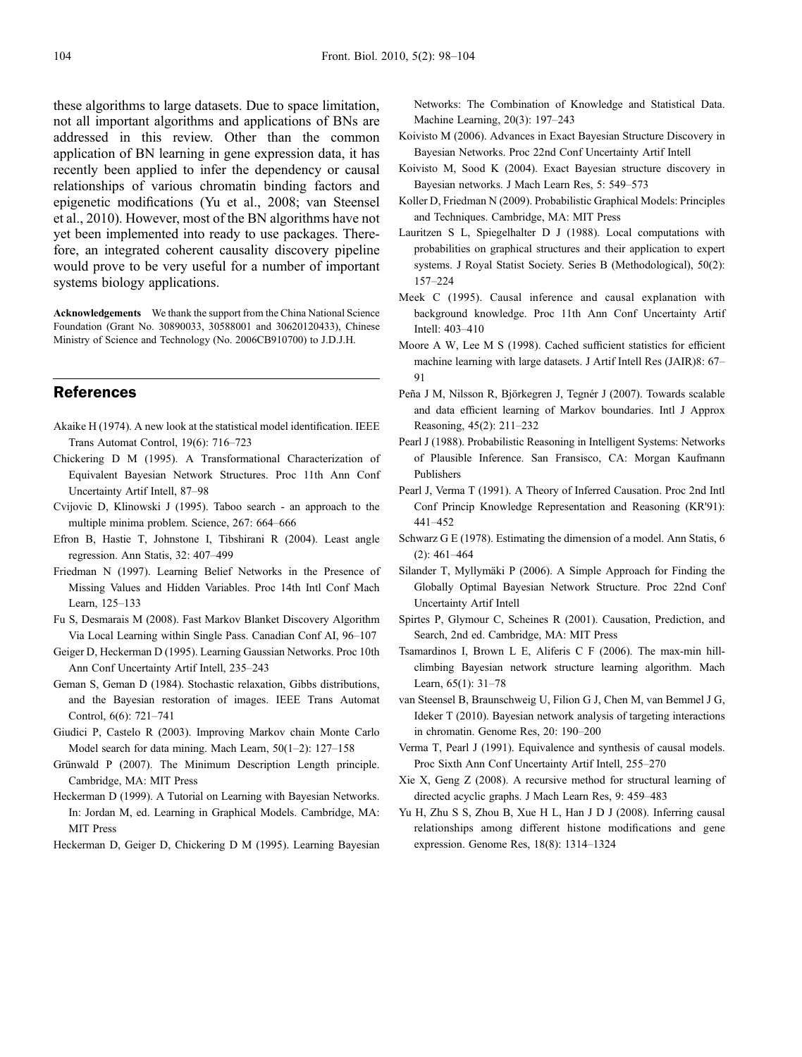these algorithms to large datasets. Due to space limitation, not all important algorithms and applications of BNs are addressed in this review. Other than the common application of BN learning in gene expression data, it has recently been applied to infer the dependency or causal relationships of various chromatin binding factors and epigenetic modifications (Yu et al., 2008; van Steensel et al., 2010). However, most of the BN algorithms have not yet been implemented into ready to use packages. Therefore, an integrated coherent causality discovery pipeline would prove to be very useful for a number of important systems biology applications.

**Acknowledgements** We thank the support from the China National Science Foundation (Grant No. 30890033, 30588001 and 30620120433), Chinese Ministry of Science and Technology (No. 2006CB910700) to J.D.J.H.

## References

Akaike H (1974). A new look at the statistical model identification. IEEE Trans Automat Control, 19(6): 716–723

Chickering D M (1995). A Transformational Characterization of Equivalent Bayesian Network Structures. Proc 11th Ann Conf Uncertainty Artif Intell, 87–98

Cvijovic D, Klinowski J (1995). Taboo search - an approach to the multiple minima problem. Science, 267: 664–666

Efron B, Hastie T, Johnstone I, Tibshirani R (2004). Least angle regression. Ann Statis, 32: 407–499

Friedman N (1997). Learning Belief Networks in the Presence of Missing Values and Hidden Variables. Proc 14th Intl Conf Mach Learn, 125–133

Fu S, Desmarais M (2008). Fast Markov Blanket Discovery Algorithm Via Local Learning within Single Pass. Canadian Conf AI, 96–107

Geiger D, Heckerman D (1995). Learning Gaussian Networks. Proc 10th Ann Conf Uncertainty Artif Intell, 235–243

Geman S, Geman D (1984). Stochastic relaxation, Gibbs distributions, and the Bayesian restoration of images. IEEE Trans Automat Control, 6(6): 721–741

Giudici P, Castelo R (2003). Improving Markov chain Monte Carlo Model search for data mining. Mach Learn, 50(1–2): 127–158

Grünwald P (2007). The Minimum Description Length principle. Cambridge, MA: MIT Press

Heckerman D (1999). A Tutorial on Learning with Bayesian Networks. In: Jordan M, ed. Learning in Graphical Models. Cambridge, MA: MIT Press

Heckerman D, Geiger D, Chickering D M (1995). Learning Bayesian Networks: The Combination of Knowledge and Statistical Data. Machine Learning, 20(3): 197–243

Koivisto M (2006). Advances in Exact Bayesian Structure Discovery in Bayesian Networks. Proc 22nd Conf Uncertainty Artif Intell

Koivisto M, Sood K (2004). Exact Bayesian structure discovery in Bayesian networks. J Mach Learn Res, 5: 549–573

Koller D, Friedman N (2009). Probabilistic Graphical Models: Principles and Techniques. Cambridge, MA: MIT Press

Lauritzen S L, Spiegelhalter D J (1988). Local computations with probabilities on graphical structures and their application to expert systems. J Royal Statist Society. Series B (Methodological), 50(2): 157–224

Meek C (1995). Causal inference and causal explanation with background knowledge. Proc 11th Ann Conf Uncertainty Artif Intell: 403–410

Moore A W, Lee M S (1998). Cached sufficient statistics for efficient machine learning with large datasets. J Artif Intell Res (JAIR)8: 67–91

Peña J M, Nilsson R, Björkegren J, Tegnér J (2007). Towards scalable and data efficient learning of Markov boundaries. Intl J Approx Reasoning, 45(2): 211–232

Pearl J (1988). Probabilistic Reasoning in Intelligent Systems: Networks of Plausible Inference. San Fransisco, CA: Morgan Kaufmann Publishers

Pearl J, Verma T (1991). A Theory of Inferred Causation. Proc 2nd Intl Conf Princip Knowledge Representation and Reasoning (KR'91): 441–452

Schwarz G E (1978). Estimating the dimension of a model. Ann Statis, 6 (2): 461–464

Silander T, Myllymäki P (2006). A Simple Approach for Finding the Globally Optimal Bayesian Network Structure. Proc 22nd Conf Uncertainty Artif Intell

Spirtes P, Glymour C, Scheines R (2001). Causation, Prediction, and Search, 2nd ed. Cambridge, MA: MIT Press

Tsamardinos I, Brown L E, Aliferis C F (2006). The max-min hill-climbing Bayesian network structure learning algorithm. Mach Learn, 65(1): 31–78

van Steensel B, Braunschweig U, Filion G J, Chen M, van Bemmel J G, Ideker T (2010). Bayesian network analysis of targeting interactions in chromatin. Genome Res, 20: 190–200

Verma T, Pearl J (1991). Equivalence and synthesis of causal models. Proc Sixth Ann Conf Uncertainty Artif Intell, 255–270

Xie X, Geng Z (2008). A recursive method for structural learning of directed acyclic graphs. J Mach Learn Res, 9: 459–483

Yu H, Zhu S S, Zhou B, Xue H L, Han J D J (2008). Inferring causal relationships among different histone modifications and gene expression. Genome Res, 18(8): 1314–1324